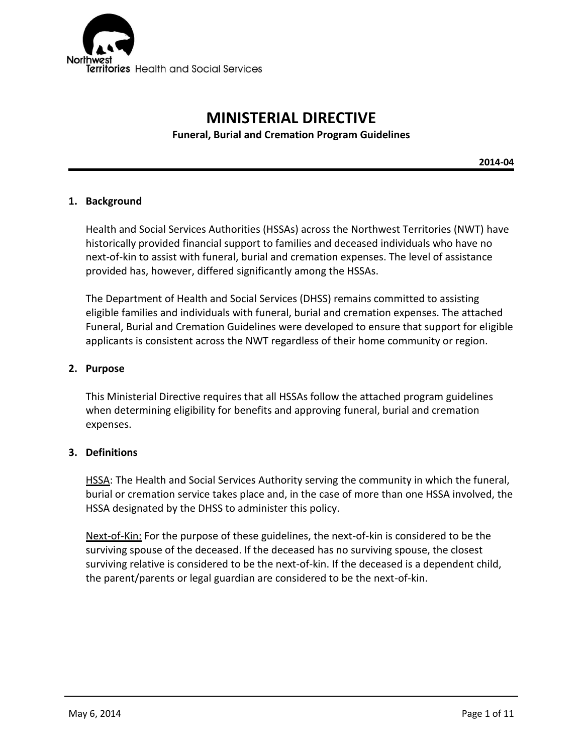Northwest Territories Health and Social Services

# MINISTERIAL DIRECTIVE

**Funeral, Burial and Cremation Program Guidelines**

**2014-04**

## 1. Background

Health and Social Services Authorities (HSSAs) across the Northwest Territories (NWT) have historically provided financial support to families and deceased individuals who have no next-of-kin to assist with funeral, burial and cremation expenses. The level of assistance provided has, however, differed significantly among the HSSAs.

The Department of Health and Social Services (DHSS) remains committed to assisting eligible families and individuals with funeral, burial and cremation expenses. The attached Funeral, Burial and Cremation Guidelines were developed to ensure that support for eligible applicants is consistent across the NWT regardless of their home community or region.

## 2. Purpose

This Ministerial Directive requires that all HSSAs follow the attached program guidelines when determining eligibility for benefits and approving funeral, burial and cremation expenses.

## 3. Definitions

HSSA: The Health and Social Services Authority serving the community in which the funeral, burial or cremation service takes place and, in the case of more than one HSSA involved, the HSSA designated by the DHSS to administer this policy.

Next-of-Kin: For the purpose of these guidelines, the next-of-kin is considered to be the surviving spouse of the deceased. If the deceased has no surviving spouse, the closest surviving relative is considered to be the next-of-kin. If the deceased is a dependent child, the parent/parents or legal guardian are considered to be the next-of-kin.

May 6, 2014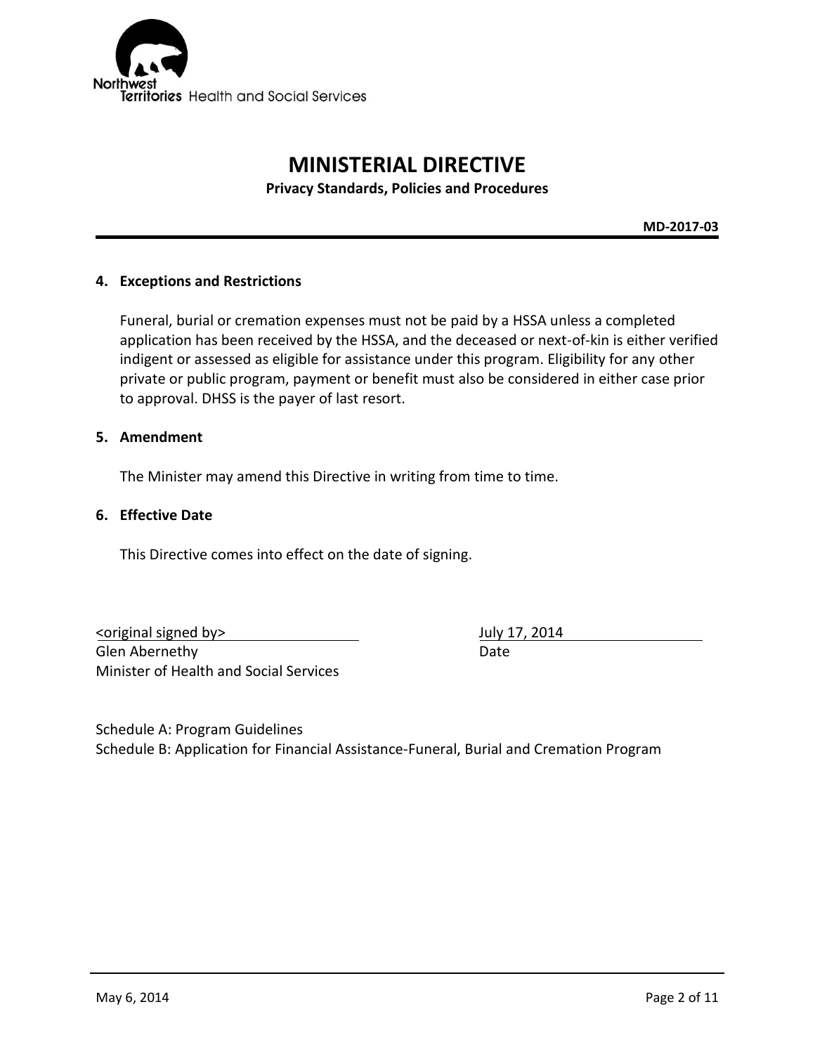## 4. Exceptions and Restrictions

Funeral, burial or cremation expenses must not be paid by a HSSA unless a completed application has been received by the HSSA, and the deceased or next-of-kin is either verified indigent or assessed as eligible for assistance under this program. Eligibility for any other private or public program, payment or benefit must also be considered in either case prior to approval. DHSS is the payer of last resort.

## 5. Amendment

The Minister may amend this Directive in writing from time to time.

## 6. Effective Date

This Directive comes into effect on the date of signing.

<original signed by>
Glen Abernethy
Minister of Health and Social Services

July 17, 2014
Date

Schedule A: Program Guidelines
Schedule B: Application for Financial Assistance-Funeral, Burial and Cremation Program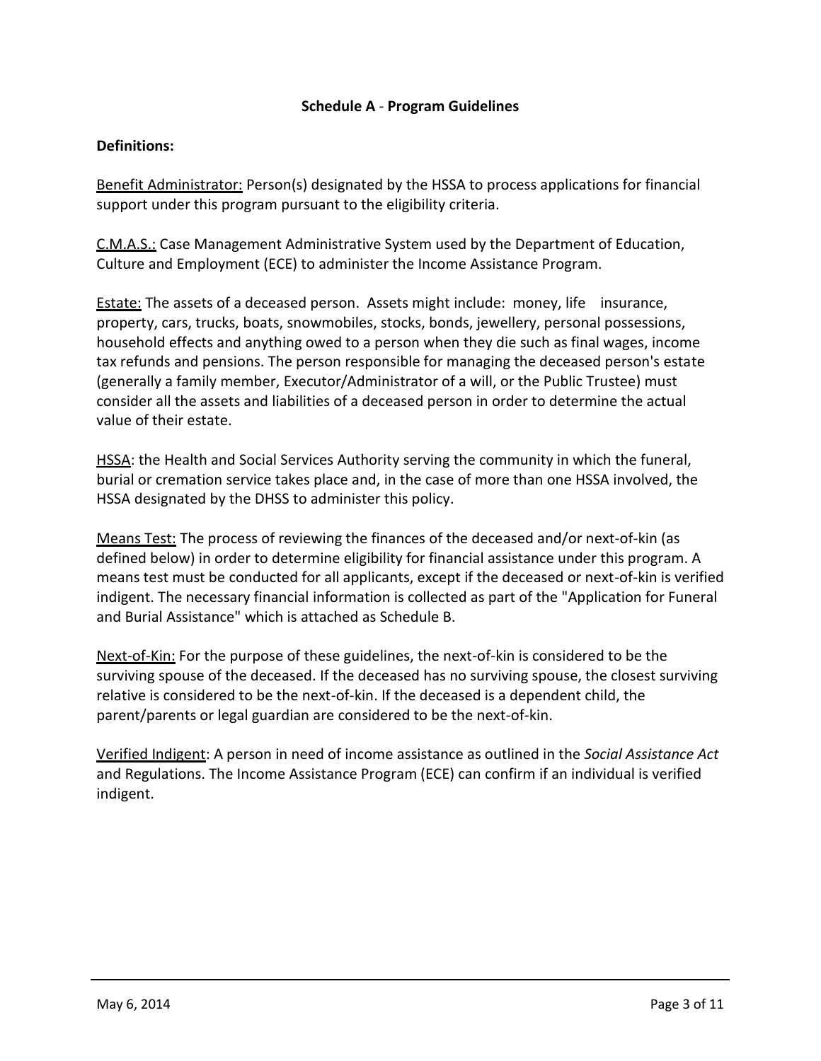## Schedule A - Program Guidelines

**Definitions:**

Benefit Administrator: Person(s) designated by the HSSA to process applications for financial support under this program pursuant to the eligibility criteria.

C.M.A.S.: Case Management Administrative System used by the Department of Education, Culture and Employment (ECE) to administer the Income Assistance Program.

Estate: The assets of a deceased person. Assets might include: money, life insurance, property, cars, trucks, boats, snowmobiles, stocks, bonds, jewellery, personal possessions, household effects and anything owed to a person when they die such as final wages, income tax refunds and pensions. The person responsible for managing the deceased person's estate (generally a family member, Executor/Administrator of a will, or the Public Trustee) must consider all the assets and liabilities of a deceased person in order to determine the actual value of their estate.

HSSA: the Health and Social Services Authority serving the community in which the funeral, burial or cremation service takes place and, in the case of more than one HSSA involved, the HSSA designated by the DHSS to administer this policy.

Means Test: The process of reviewing the finances of the deceased and/or next-of-kin (as defined below) in order to determine eligibility for financial assistance under this program. A means test must be conducted for all applicants, except if the deceased or next-of-kin is verified indigent. The necessary financial information is collected as part of the "Application for Funeral and Burial Assistance" which is attached as Schedule B.

Next-of-Kin: For the purpose of these guidelines, the next-of-kin is considered to be the surviving spouse of the deceased. If the deceased has no surviving spouse, the closest surviving relative is considered to be the next-of-kin. If the deceased is a dependent child, the parent/parents or legal guardian are considered to be the next-of-kin.

Verified Indigent: A person in need of income assistance as outlined in the *Social Assistance Act* and Regulations. The Income Assistance Program (ECE) can confirm if an individual is verified indigent.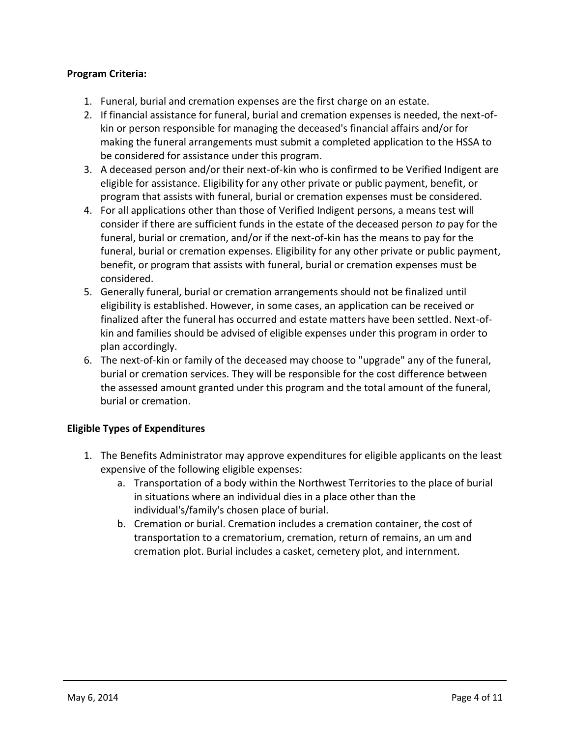**Program Criteria:**

1. Funeral, burial and cremation expenses are the first charge on an estate.
2. If financial assistance for funeral, burial and cremation expenses is needed, the next-of-kin or person responsible for managing the deceased's financial affairs and/or for making the funeral arrangements must submit a completed application to the HSSA to be considered for assistance under this program.
3. A deceased person and/or their next-of-kin who is confirmed to be Verified Indigent are eligible for assistance. Eligibility for any other private or public payment, benefit, or program that assists with funeral, burial or cremation expenses must be considered.
4. For all applications other than those of Verified Indigent persons, a means test will consider if there are sufficient funds in the estate of the deceased person *to* pay for the funeral, burial or cremation, and/or if the next-of-kin has the means to pay for the funeral, burial or cremation expenses. Eligibility for any other private or public payment, benefit, or program that assists with funeral, burial or cremation expenses must be considered.
5. Generally funeral, burial or cremation arrangements should not be finalized until eligibility is established. However, in some cases, an application can be received or finalized after the funeral has occurred and estate matters have been settled. Next-of-kin and families should be advised of eligible expenses under this program in order to plan accordingly.
6. The next-of-kin or family of the deceased may choose to "upgrade" any of the funeral, burial or cremation services. They will be responsible for the cost difference between the assessed amount granted under this program and the total amount of the funeral, burial or cremation.

**Eligible Types of Expenditures**

1. The Benefits Administrator may approve expenditures for eligible applicants on the least expensive of the following eligible expenses:
   a. Transportation of a body within the Northwest Territories to the place of burial in situations where an individual dies in a place other than the individual's/family's chosen place of burial.
   b. Cremation or burial. Cremation includes a cremation container, the cost of transportation to a crematorium, cremation, return of remains, an um and cremation plot. Burial includes a casket, cemetery plot, and internment.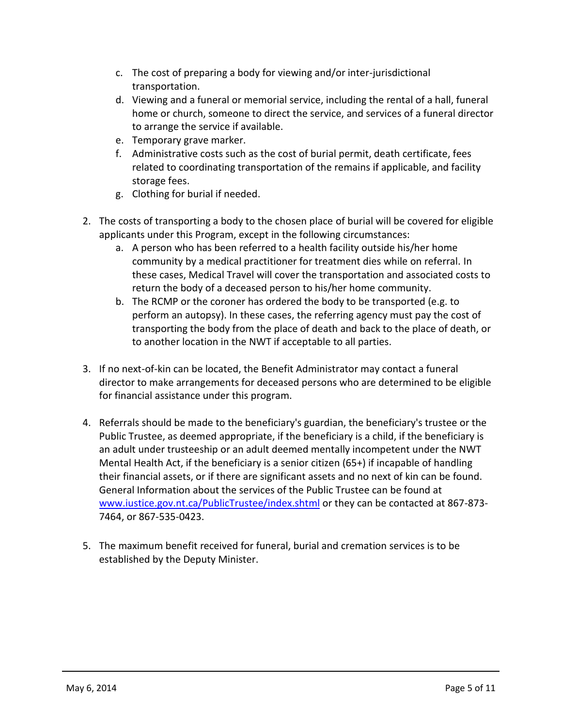c. The cost of preparing a body for viewing and/or inter-jurisdictional transportation.
d. Viewing and a funeral or memorial service, including the rental of a hall, funeral home or church, someone to direct the service, and services of a funeral director to arrange the service if available.
e. Temporary grave marker.
f. Administrative costs such as the cost of burial permit, death certificate, fees related to coordinating transportation of the remains if applicable, and facility storage fees.
g. Clothing for burial if needed.

2. The costs of transporting a body to the chosen place of burial will be covered for eligible applicants under this Program, except in the following circumstances:
   a. A person who has been referred to a health facility outside his/her home community by a medical practitioner for treatment dies while on referral. In these cases, Medical Travel will cover the transportation and associated costs to return the body of a deceased person to his/her home community.
   b. The RCMP or the coroner has ordered the body to be transported (e.g. to perform an autopsy). In these cases, the referring agency must pay the cost of transporting the body from the place of death and back to the place of death, or to another location in the NWT if acceptable to all parties.

3. If no next-of-kin can be located, the Benefit Administrator may contact a funeral director to make arrangements for deceased persons who are determined to be eligible for financial assistance under this program.

4. Referrals should be made to the beneficiary's guardian, the beneficiary's trustee or the Public Trustee, as deemed appropriate, if the beneficiary is a child, if the beneficiary is an adult under trusteeship or an adult deemed mentally incompetent under the NWT Mental Health Act, if the beneficiary is a senior citizen (65+) if incapable of handling their financial assets, or if there are significant assets and no next of kin can be found. General Information about the services of the Public Trustee can be found at www.iustice.gov.nt.ca/PublicTrustee/index.shtml or they can be contacted at 867-873-7464, or 867-535-0423.

5. The maximum benefit received for funeral, burial and cremation services is to be established by the Deputy Minister.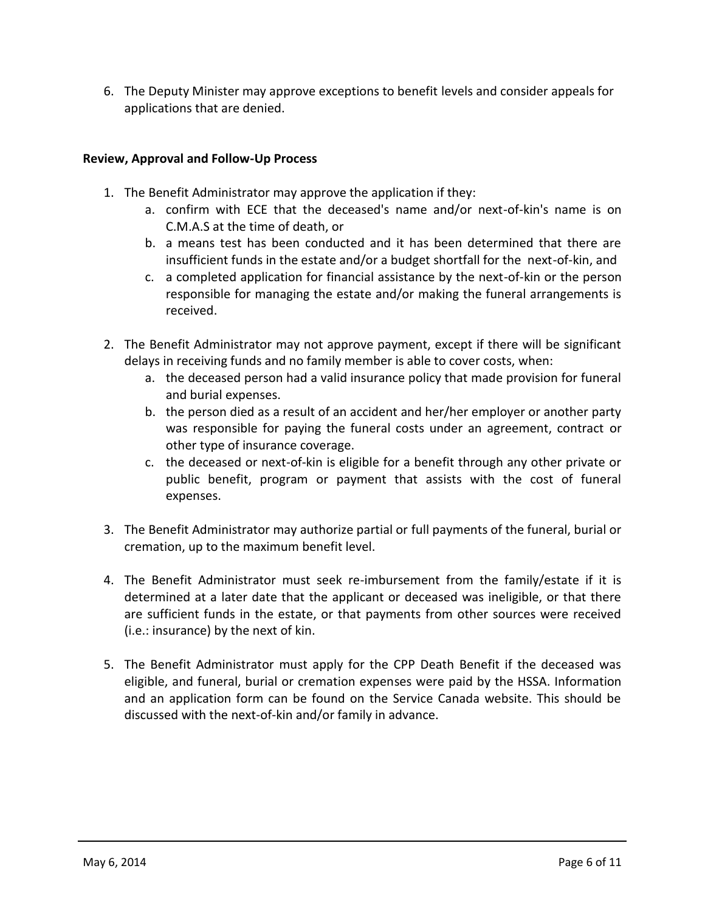6. The Deputy Minister may approve exceptions to benefit levels and consider appeals for applications that are denied.

**Review, Approval and Follow-Up Process**

1. The Benefit Administrator may approve the application if they:
    a. confirm with ECE that the deceased's name and/or next-of-kin's name is on C.M.A.S at the time of death, or
    b. a means test has been conducted and it has been determined that there are insufficient funds in the estate and/or a budget shortfall for the next-of-kin, and
    c. a completed application for financial assistance by the next-of-kin or the person responsible for managing the estate and/or making the funeral arrangements is received.

2. The Benefit Administrator may not approve payment, except if there will be significant delays in receiving funds and no family member is able to cover costs, when:
    a. the deceased person had a valid insurance policy that made provision for funeral and burial expenses.
    b. the person died as a result of an accident and her/her employer or another party was responsible for paying the funeral costs under an agreement, contract or other type of insurance coverage.
    c. the deceased or next-of-kin is eligible for a benefit through any other private or public benefit, program or payment that assists with the cost of funeral expenses.

3. The Benefit Administrator may authorize partial or full payments of the funeral, burial or cremation, up to the maximum benefit level.

4. The Benefit Administrator must seek re-imbursement from the family/estate if it is determined at a later date that the applicant or deceased was ineligible, or that there are sufficient funds in the estate, or that payments from other sources were received (i.e.: insurance) by the next of kin.

5. The Benefit Administrator must apply for the CPP Death Benefit if the deceased was eligible, and funeral, burial or cremation expenses were paid by the HSSA. Information and an application form can be found on the Service Canada website. This should be discussed with the next-of-kin and/or family in advance.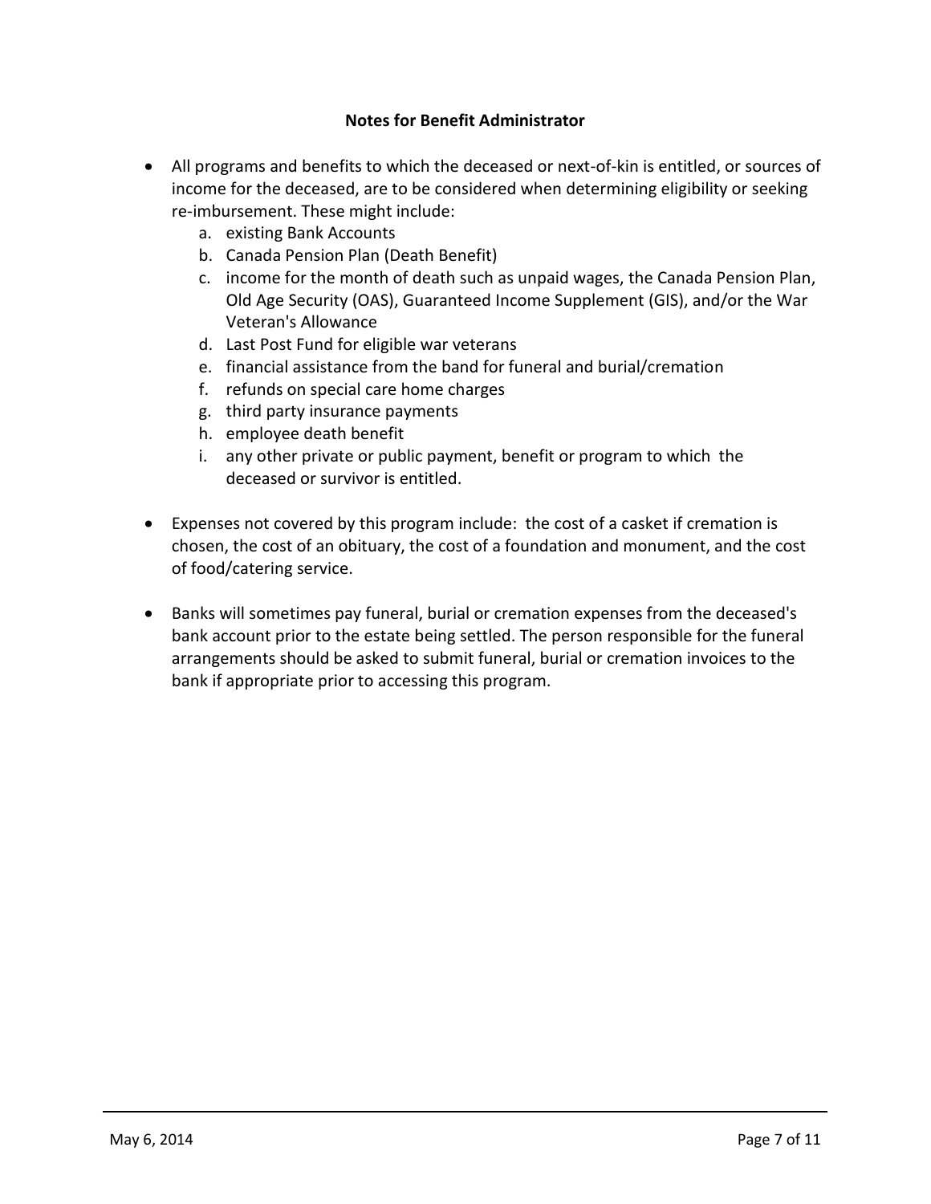**Notes for Benefit Administrator**

- All programs and benefits to which the deceased or next-of-kin is entitled, or sources of income for the deceased, are to be considered when determining eligibility or seeking re-imbursement. These might include:
  a. existing Bank Accounts
  b. Canada Pension Plan (Death Benefit)
  c. income for the month of death such as unpaid wages, the Canada Pension Plan, Old Age Security (OAS), Guaranteed Income Supplement (GIS), and/or the War Veteran's Allowance
  d. Last Post Fund for eligible war veterans
  e. financial assistance from the band for funeral and burial/cremation
  f. refunds on special care home charges
  g. third party insurance payments
  h. employee death benefit
  i. any other private or public payment, benefit or program to which the deceased or survivor is entitled.

- Expenses not covered by this program include: the cost of a casket if cremation is chosen, the cost of an obituary, the cost of a foundation and monument, and the cost of food/catering service.

- Banks will sometimes pay funeral, burial or cremation expenses from the deceased's bank account prior to the estate being settled. The person responsible for the funeral arrangements should be asked to submit funeral, burial or cremation invoices to the bank if appropriate prior to accessing this program.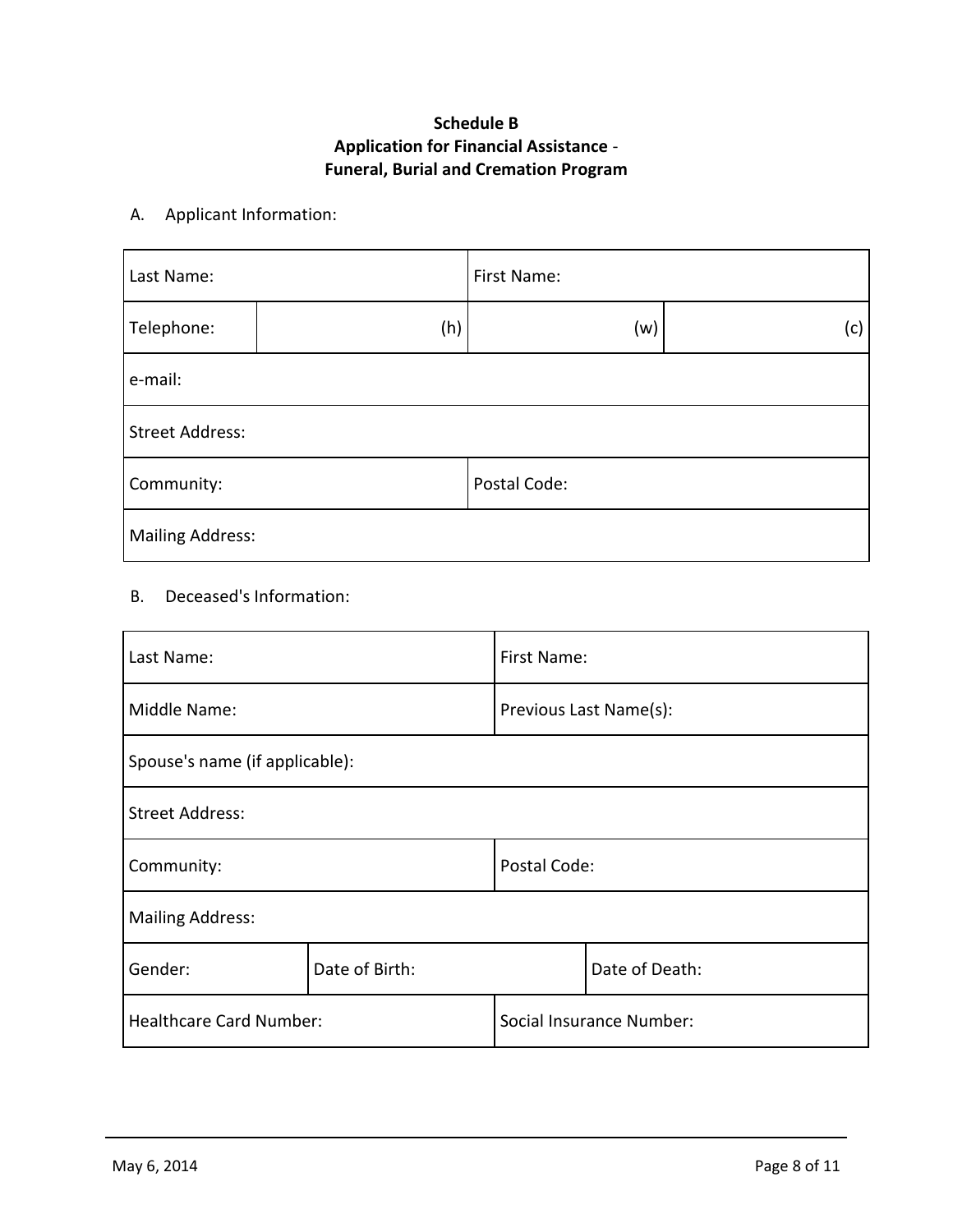**Schedule B**
**Application for Financial Assistance** -
**Funeral, Burial and Cremation Program**

A. Applicant Information:

| Last Name: | | First Name: | |
|---|---|---|---|
| Telephone: | (h) | (w) | (c) |
| e-mail: | | | |
| Street Address: | | | |
| Community: | | Postal Code: | |
| Mailing Address: | | | |

B. Deceased's Information:

| Last Name: | | First Name: | |
|---|---|---|---|
| Middle Name: | | Previous Last Name(s): | |
| Spouse's name (if applicable): | | | |
| Street Address: | | | |
| Community: | | Postal Code: | |
| Mailing Address: | | | |
| Gender: | Date of Birth: | | Date of Death: |
| Healthcare Card Number: | | Social Insurance Number: | |

May 6, 2014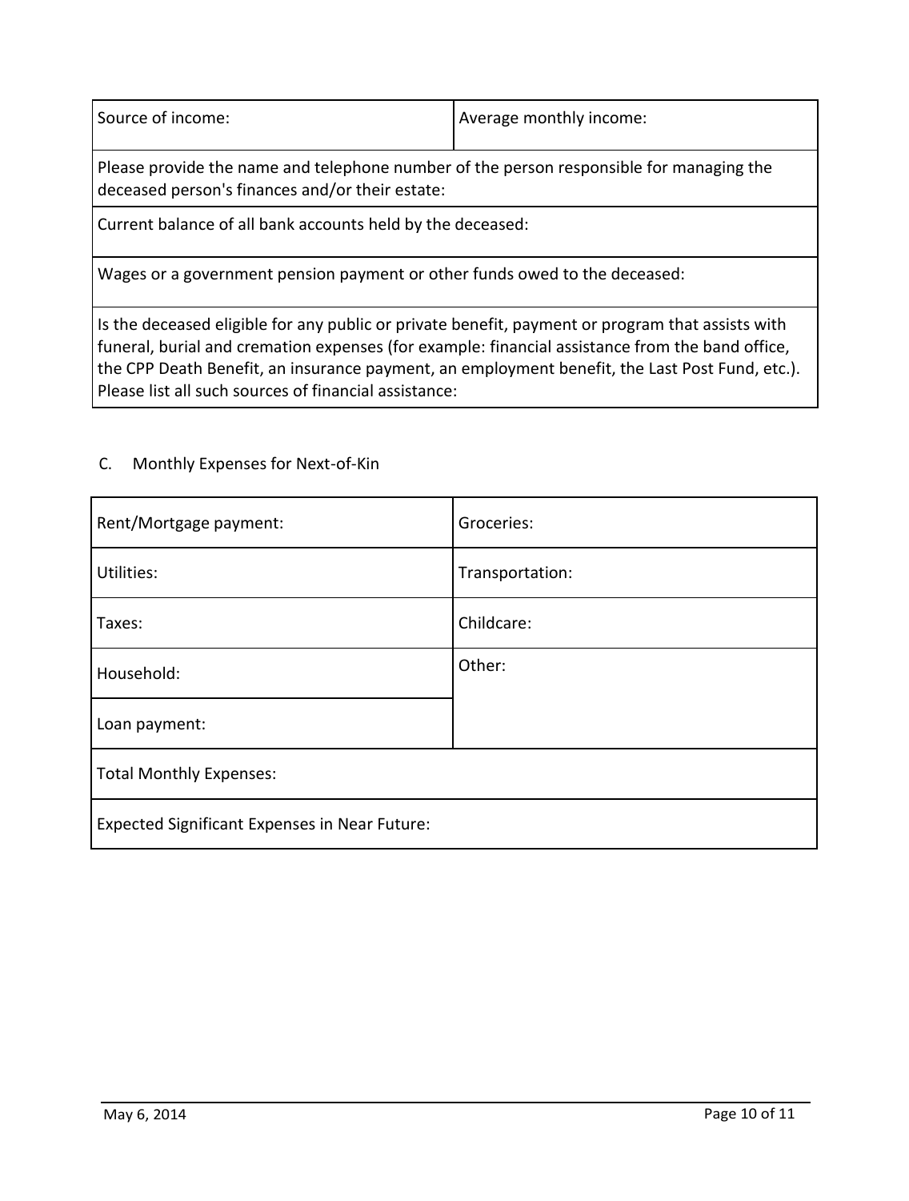| Source of income: | Average monthly income: |
|---|---|
| Please provide the name and telephone number of the person responsible for managing the deceased person's finances and/or their estate: | |
| Current balance of all bank accounts held by the deceased: | |
| Wages or a government pension payment or other funds owed to the deceased: | |
| Is the deceased eligible for any public or private benefit, payment or program that assists with funeral, burial and cremation expenses (for example: financial assistance from the band office, the CPP Death Benefit, an insurance payment, an employment benefit, the Last Post Fund, etc.). Please list all such sources of financial assistance: | |

C. Monthly Expenses for Next-of-Kin

| Rent/Mortgage payment: | Groceries: |
|---|---|
| Utilities: | Transportation: |
| Taxes: | Childcare: |
| Household: | Other: |
| Loan payment: | |
| Total Monthly Expenses: | |
| Expected Significant Expenses in Near Future: | |

May 6, 2014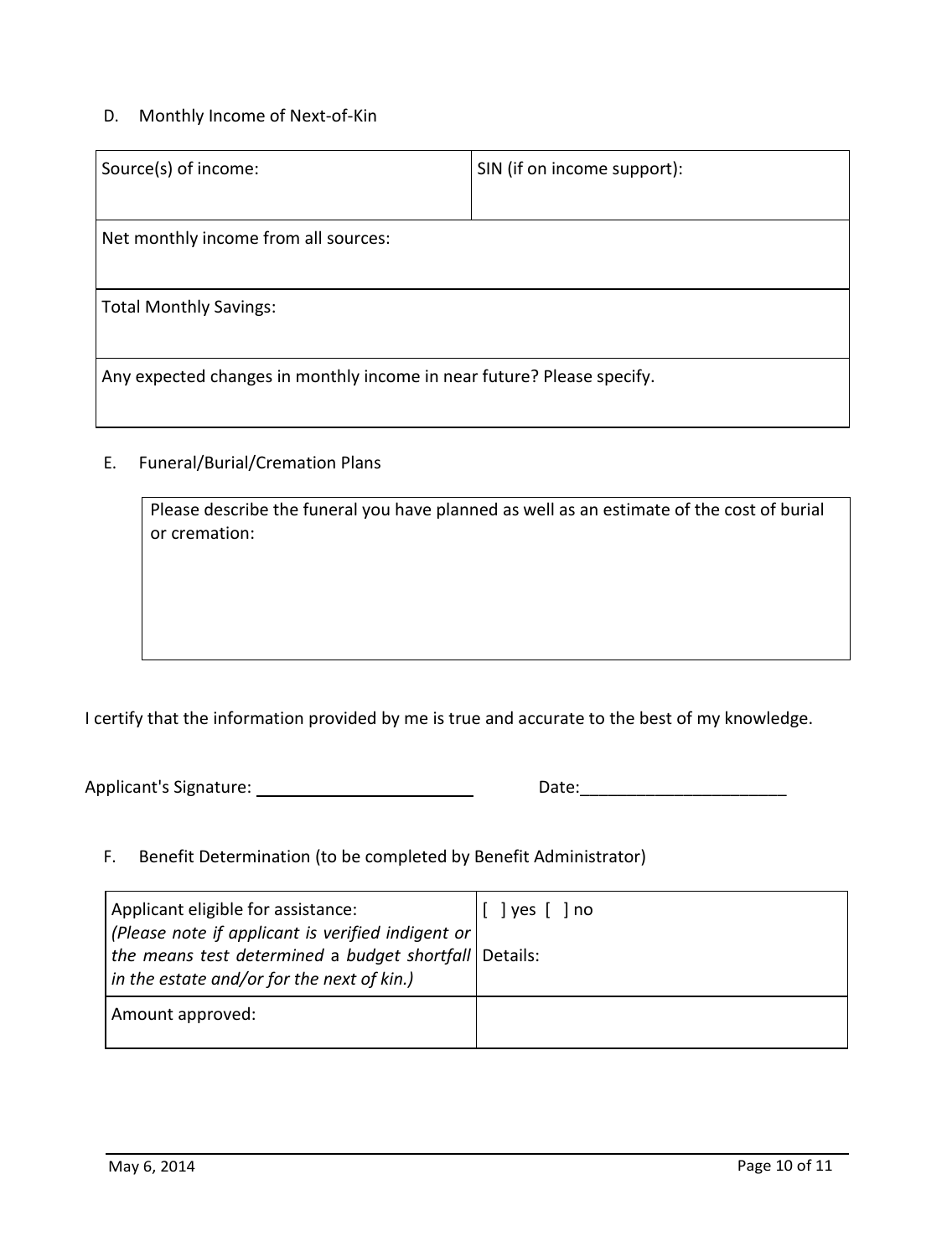D. Monthly Income of Next-of-Kin

| Source(s) of income: | SIN (if on income support): |
|---|---|
| Net monthly income from all sources: | |
| Total Monthly Savings: | |
| Any expected changes in monthly income in near future? Please specify. | |

E. Funeral/Burial/Cremation Plans

| Please describe the funeral you have planned as well as an estimate of the cost of burial or cremation: |
|---|
| |

I certify that the information provided by me is true and accurate to the best of my knowledge.

Applicant's Signature: ______________________ Date:______________________

F. Benefit Determination (to be completed by Benefit Administrator)

| Applicant eligible for assistance: *(Please note if applicant is verified indigent or the means test determined a budget shortfall in the estate and/or for the next of kin.)* | [ ] yes [ ] no<br><br>Details: |
|---|---|
| Amount approved: | |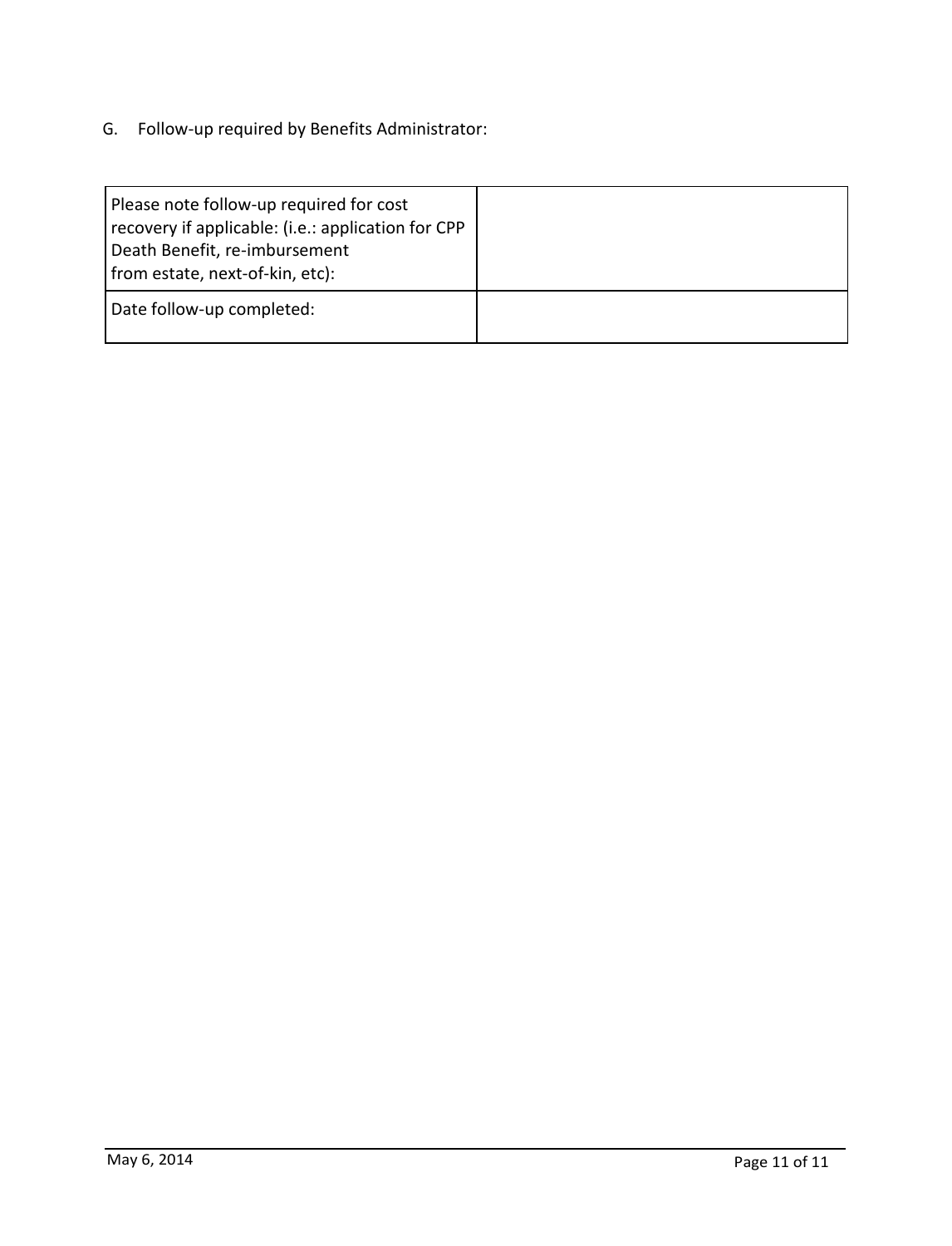G. Follow-up required by Benefits Administrator:

| | |
|---|---|
| Please note follow-up required for cost recovery if applicable: (i.e.: application for CPP Death Benefit, re-imbursement from estate, next-of-kin, etc): | |
| Date follow-up completed: | |

May 6, 2014